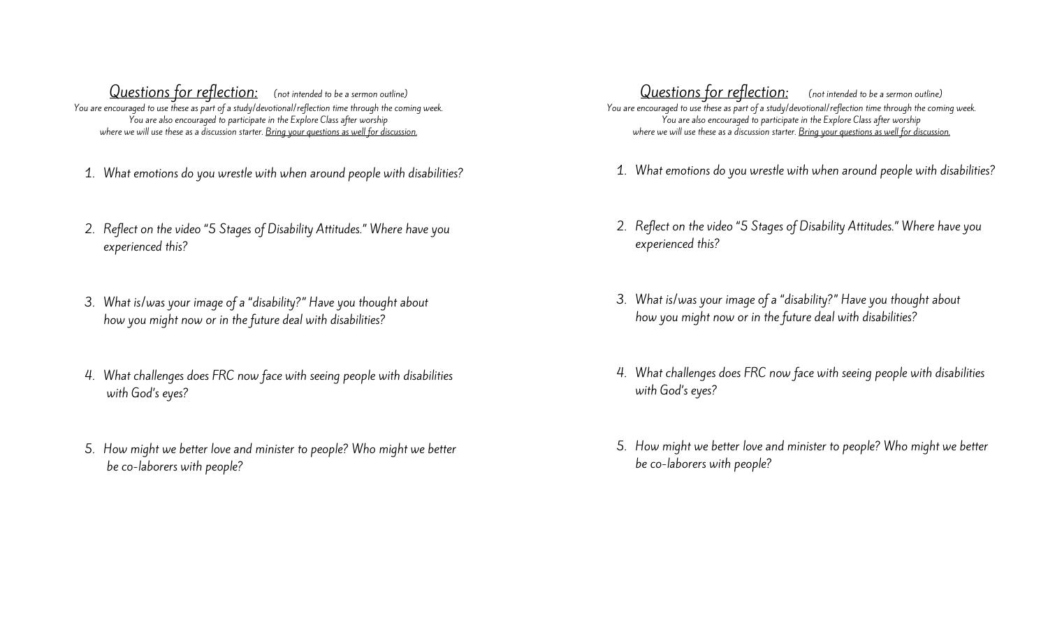## *Questions for reflection:* *(not intended to be a sermon outline)*

*You are encouraged to use these as part of a study/devotional/reflection time through the coming week.*
*You are also encouraged to participate in the Explore Class after worship*
*where we will use these as a discussion starter. Bring your questions as well for discussion.*

1. *What emotions do you wrestle with when around people with disabilities?*
2. *Reflect on the video "5 Stages of Disability Attitudes." Where have you experienced this?*
3. *What is/was your image of a "disability?" Have you thought about how you might now or in the future deal with disabilities?*
4. *What challenges does FRC now face with seeing people with disabilities with God's eyes?*
5. *How might we better love and minister to people? Who might we better be co-laborers with people?*

## *Questions for reflection:* *(not intended to be a sermon outline)*

*You are encouraged to use these as part of a study/devotional/reflection time through the coming week.*
*You are also encouraged to participate in the Explore Class after worship*
*where we will use these as a discussion starter. Bring your questions as well for discussion.*

1. *What emotions do you wrestle with when around people with disabilities?*
2. *Reflect on the video "5 Stages of Disability Attitudes." Where have you experienced this?*
3. *What is/was your image of a "disability?" Have you thought about how you might now or in the future deal with disabilities?*
4. *What challenges does FRC now face with seeing people with disabilities with God's eyes?*
5. *How might we better love and minister to people? Who might we better be co-laborers with people?*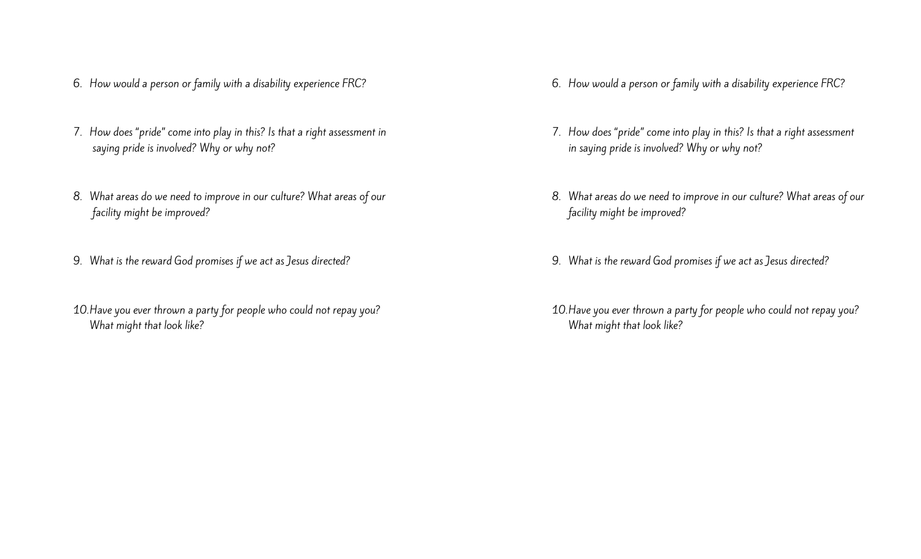6. *How would a person or family with a disability experience FRC?*

7. *How does "pride" come into play in this? Is that a right assessment in saying pride is involved? Why or why not?*

8. *What areas do we need to improve in our culture? What areas of our facility might be improved?*

9. *What is the reward God promises if we act as Jesus directed?*

10. *Have you ever thrown a party for people who could not repay you? What might that look like?*

6. *How would a person or family with a disability experience FRC?*

7. *How does "pride" come into play in this? Is that a right assessment in saying pride is involved? Why or why not?*

8. *What areas do we need to improve in our culture? What areas of our facility might be improved?*

9. *What is the reward God promises if we act as Jesus directed?*

10. *Have you ever thrown a party for people who could not repay you? What might that look like?*